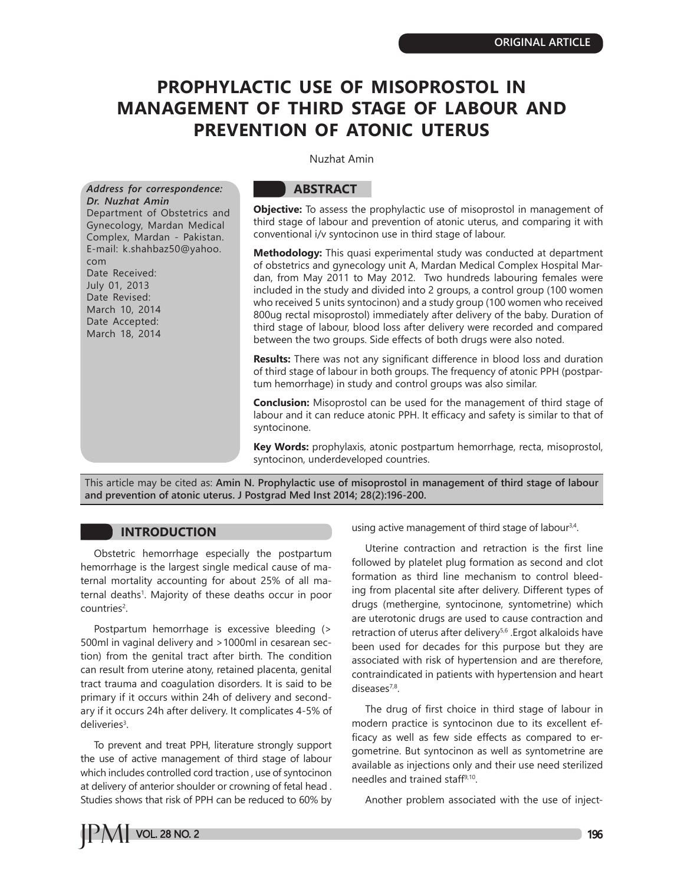ORIGINAL ARTICLE

# PROPHYLACTIC USE OF MISOPROSTOL IN MANAGEMENT OF THIRD STAGE OF LABOUR AND PREVENTION OF ATONIC UTERUS

Nuzhat Amin

***Address for correspondence: Dr. Nuzhat Amin***
Department of Obstetrics and Gynecology, Mardan Medical Complex, Mardan - Pakistan.
E-mail: k.shahbaz50@yahoo.com
Date Received: July 01, 2013
Date Revised: March 10, 2014
Date Accepted: March 18, 2014

## ABSTRACT

**Objective:** To assess the prophylactic use of misoprostol in management of third stage of labour and prevention of atonic uterus, and comparing it with conventional i/v syntocinon use in third stage of labour.

**Methodology:** This quasi experimental study was conducted at department of obstetrics and gynecology unit A, Mardan Medical Complex Hospital Mardan, from May 2011 to May 2012. Two hundreds labouring females were included in the study and divided into 2 groups, a control group (100 women who received 5 units syntocinon) and a study group (100 women who received 800ug rectal misoprostol) immediately after delivery of the baby. Duration of third stage of labour, blood loss after delivery were recorded and compared between the two groups. Side effects of both drugs were also noted.

**Results:** There was not any significant difference in blood loss and duration of third stage of labour in both groups. The frequency of atonic PPH (postpartum hemorrhage) in study and control groups was also similar.

**Conclusion:** Misoprostol can be used for the management of third stage of labour and it can reduce atonic PPH. It efficacy and safety is similar to that of syntocinone.

**Key Words:** prophylaxis, atonic postpartum hemorrhage, recta, misoprostol, syntocinon, underdeveloped countries.

This article may be cited as: **Amin N. Prophylactic use of misoprostol in management of third stage of labour and prevention of atonic uterus. J Postgrad Med Inst 2014; 28(2):196-200.**

## INTRODUCTION

Obstetric hemorrhage especially the postpartum hemorrhage is the largest single medical cause of maternal mortality accounting for about 25% of all maternal deaths[1]. Majority of these deaths occur in poor countries[2].

Postpartum hemorrhage is excessive bleeding (> 500ml in vaginal delivery and >1000ml in cesarean section) from the genital tract after birth. The condition can result from uterine atony, retained placenta, genital tract trauma and coagulation disorders. It is said to be primary if it occurs within 24h of delivery and secondary if it occurs 24h after delivery. It complicates 4-5% of deliveries[3].

To prevent and treat PPH, literature strongly support the use of active management of third stage of labour which includes controlled cord traction , use of syntocinon at delivery of anterior shoulder or crowning of fetal head . Studies shows that risk of PPH can be reduced to 60% by using active management of third stage of labour[3,4].

Uterine contraction and retraction is the first line followed by platelet plug formation as second and clot formation as third line mechanism to control bleeding from placental site after delivery. Different types of drugs (methergine, syntocinone, syntometrine) which are uterotonic drugs are used to cause contraction and retraction of uterus after delivery[5,6] .Ergot alkaloids have been used for decades for this purpose but they are associated with risk of hypertension and are therefore, contraindicated in patients with hypertension and heart diseases[7,8].

The drug of first choice in third stage of labour in modern practice is syntocinon due to its excellent efficacy as well as few side effects as compared to ergometrine. But syntocinon as well as syntometrine are available as injections only and their use need sterilized needles and trained staff[9,10].

Another problem associated with the use of inject-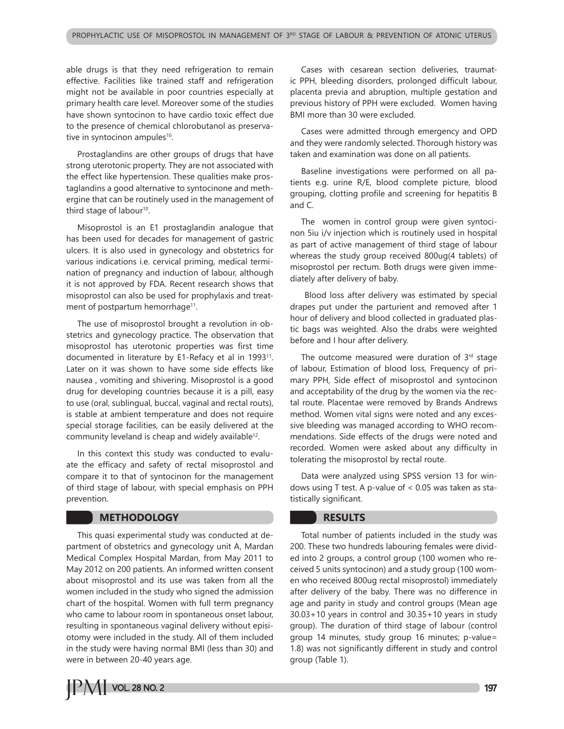able drugs is that they need refrigeration to remain effective. Facilities like trained staff and refrigeration might not be available in poor countries especially at primary health care level. Moreover some of the studies have shown syntocinon to have cardio toxic effect due to the presence of chemical chlorobutanol as preservative in syntocinon ampules[10].

Prostaglandins are other groups of drugs that have strong uterotonic property. They are not associated with the effect like hypertension. These qualities make prostaglandins a good alternative to syntocinone and methergine that can be routinely used in the management of third stage of labour[10].

Misoprostol is an E1 prostaglandin analogue that has been used for decades for management of gastric ulcers. It is also used in gynecology and obstetrics for various indications i.e. cervical priming, medical termination of pregnancy and induction of labour, although it is not approved by FDA. Recent research shows that misoprostol can also be used for prophylaxis and treatment of postpartum hemorrhage[11].

The use of misoprostol brought a revolution in obstetrics and gynecology practice. The observation that misoprostol has uterotonic properties was first time documented in literature by E1-Refacy et al in 1993[11]. Later on it was shown to have some side effects like nausea , vomiting and shivering. Misoprostol is a good drug for developing countries because it is a pill, easy to use (oral, sublingual, buccal, vaginal and rectal routs), is stable at ambient temperature and does not require special storage facilities, can be easily delivered at the community leveland is cheap and widely available[12].

In this context this study was conducted to evaluate the efficacy and safety of rectal misoprostol and compare it to that of syntocinon for the management of third stage of labour, with special emphasis on PPH prevention.

## METHODOLOGY

This quasi experimental study was conducted at department of obstetrics and gynecology unit A, Mardan Medical Complex Hospital Mardan, from May 2011 to May 2012 on 200 patients. An informed written consent about misoprostol and its use was taken from all the women included in the study who signed the admission chart of the hospital. Women with full term pregnancy who came to labour room in spontaneous onset labour, resulting in spontaneous vaginal delivery without episiotomy were included in the study. All of them included in the study were having normal BMI (less than 30) and were in between 20-40 years age.

Cases with cesarean section deliveries, traumatic PPH, bleeding disorders, prolonged difficult labour, placenta previa and abruption, multiple gestation and previous history of PPH were excluded. Women having BMI more than 30 were excluded.

Cases were admitted through emergency and OPD and they were randomly selected. Thorough history was taken and examination was done on all patients.

Baseline investigations were performed on all patients e.g. urine R/E, blood complete picture, blood grouping, clotting profile and screening for hepatitis B and C.

The women in control group were given syntocinon 5iu i/v injection which is routinely used in hospital as part of active management of third stage of labour whereas the study group received 800ug(4 tablets) of misoprostol per rectum. Both drugs were given immediately after delivery of baby.

Blood loss after delivery was estimated by special drapes put under the parturient and removed after 1 hour of delivery and blood collected in graduated plastic bags was weighted. Also the drabs were weighted before and I hour after delivery.

The outcome measured were duration of 3[rd] stage of labour, Estimation of blood loss, Frequency of primary PPH, Side effect of misoprostol and syntocinon and acceptability of the drug by the women via the rectal route. Placentae were removed by Brands Andrews method. Women vital signs were noted and any excessive bleeding was managed according to WHO recommendations. Side effects of the drugs were noted and recorded. Women were asked about any difficulty in tolerating the misoprostol by rectal route.

Data were analyzed using SPSS version 13 for windows using T test. A p-value of < 0.05 was taken as statistically significant.

## RESULTS

Total number of patients included in the study was 200. These two hundreds labouring females were divided into 2 groups, a control group (100 women who received 5 units syntocinon) and a study group (100 women who received 800ug rectal misoprostol) immediately after delivery of the baby. There was no difference in age and parity in study and control groups (Mean age 30.03+10 years in control and 30.35+10 years in study group). The duration of third stage of labour (control group 14 minutes, study group 16 minutes; p-value= 1.8) was not significantly different in study and control group (Table 1).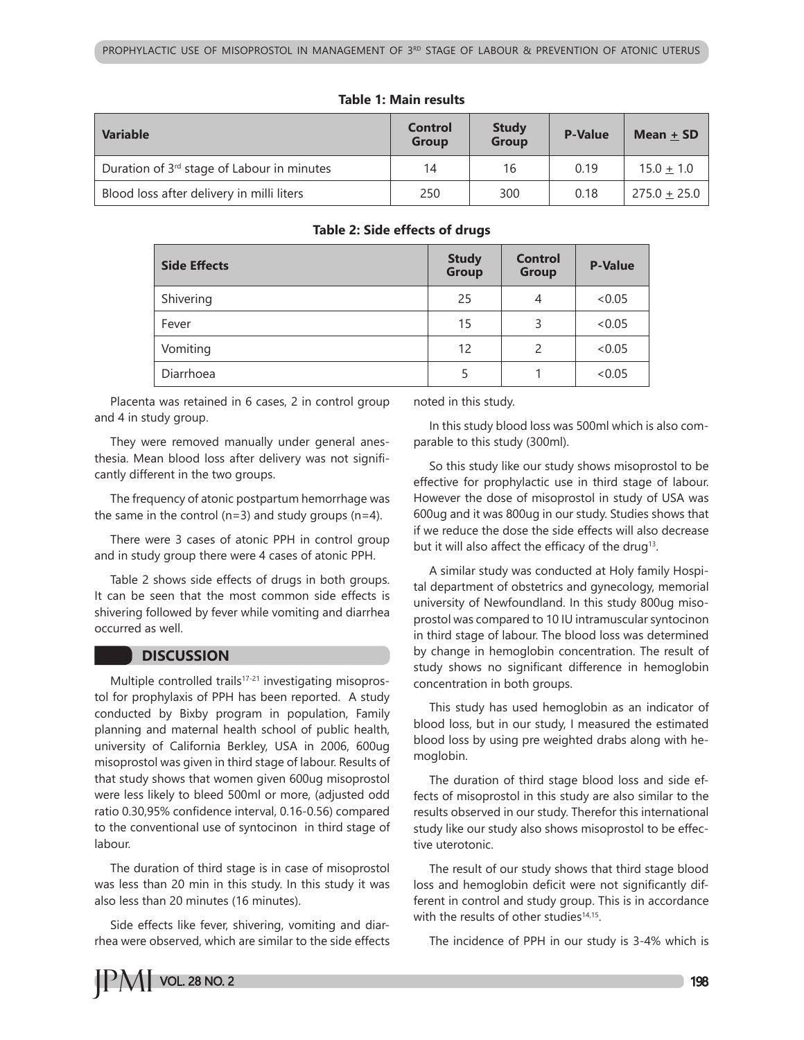**Table 1: Main results**

| Variable | Control Group | Study Group | P-Value | Mean ± SD |
|---|---|---|---|---|
| Duration of 3rd stage of Labour in minutes | 14 | 16 | 0.19 | 15.0 ± 1.0 |
| Blood loss after delivery in milli liters | 250 | 300 | 0.18 | 275.0 ± 25.0 |

**Table 2: Side effects of drugs**

| Side Effects | Study Group | Control Group | P-Value |
|---|---|---|---|
| Shivering | 25 | 4 | <0.05 |
| Fever | 15 | 3 | <0.05 |
| Vomiting | 12 | 2 | <0.05 |
| Diarrhoea | 5 | 1 | <0.05 |

Placenta was retained in 6 cases, 2 in control group and 4 in study group.

They were removed manually under general anesthesia. Mean blood loss after delivery was not significantly different in the two groups.

The frequency of atonic postpartum hemorrhage was the same in the control (n=3) and study groups (n=4).

There were 3 cases of atonic PPH in control group and in study group there were 4 cases of atonic PPH.

Table 2 shows side effects of drugs in both groups. It can be seen that the most common side effects is shivering followed by fever while vomiting and diarrhea occurred as well.

## DISCUSSION

Multiple controlled trails[17-21] investigating misoprostol for prophylaxis of PPH has been reported. A study conducted by Bixby program in population, Family planning and maternal health school of public health, university of California Berkley, USA in 2006, 600ug misoprostol was given in third stage of labour. Results of that study shows that women given 600ug misoprostol were less likely to bleed 500ml or more, (adjusted odd ratio 0.30,95% confidence interval, 0.16-0.56) compared to the conventional use of syntocinon in third stage of labour.

The duration of third stage is in case of misoprostol was less than 20 min in this study. In this study it was also less than 20 minutes (16 minutes).

Side effects like fever, shivering, vomiting and diarrhea were observed, which are similar to the side effects noted in this study.

In this study blood loss was 500ml which is also comparable to this study (300ml).

So this study like our study shows misoprostol to be effective for prophylactic use in third stage of labour. However the dose of misoprostol in study of USA was 600ug and it was 800ug in our study. Studies shows that if we reduce the dose the side effects will also decrease but it will also affect the efficacy of the drug[13].

A similar study was conducted at Holy family Hospital department of obstetrics and gynecology, memorial university of Newfoundland. In this study 800ug misoprostol was compared to 10 IU intramuscular syntocinon in third stage of labour. The blood loss was determined by change in hemoglobin concentration. The result of study shows no significant difference in hemoglobin concentration in both groups.

This study has used hemoglobin as an indicator of blood loss, but in our study, I measured the estimated blood loss by using pre weighted drabs along with hemoglobin.

The duration of third stage blood loss and side effects of misoprostol in this study are also similar to the results observed in our study. Therefor this international study like our study also shows misoprostol to be effective uterotonic.

The result of our study shows that third stage blood loss and hemoglobin deficit were not significantly different in control and study group. This is in accordance with the results of other studies[14,15].

The incidence of PPH in our study is 3-4% which is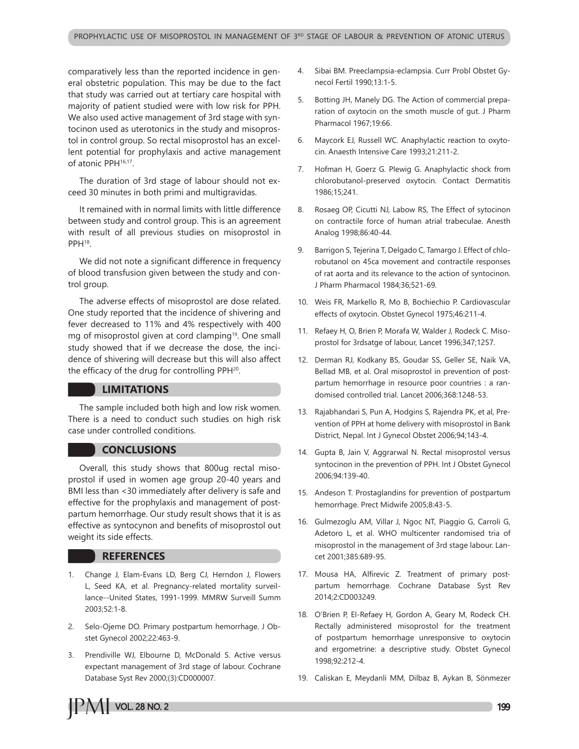comparatively less than the reported incidence in general obstetric population. This may be due to the fact that study was carried out at tertiary care hospital with majority of patient studied were with low risk for PPH. We also used active management of 3rd stage with syntocinon used as uterotonics in the study and misoprostol in control group. So rectal misoprostol has an excellent potential for prophylaxis and active management of atonic PPH[16,17].

The duration of 3rd stage of labour should not exceed 30 minutes in both primi and multigravidas.

It remained with in normal limits with little difference between study and control group. This is an agreement with result of all previous studies on misoprostol in PPH[18].

We did not note a significant difference in frequency of blood transfusion given between the study and control group.

The adverse effects of misoprostol are dose related. One study reported that the incidence of shivering and fever decreased to 11% and 4% respectively with 400 mg of misoprostol given at cord clamping[19]. One small study showed that if we decrease the dose, the incidence of shivering will decrease but this will also affect the efficacy of the drug for controlling PPH[20].

## LIMITATIONS

The sample included both high and low risk women. There is a need to conduct such studies on high risk case under controlled conditions.

## CONCLUSIONS

Overall, this study shows that 800ug rectal misoprostol if used in women age group 20-40 years and BMI less than <30 immediately after delivery is safe and effective for the prophylaxis and management of postpartum hemorrhage. Our study result shows that it is as effective as syntocynon and benefits of misoprostol out weight its side effects.

## REFERENCES

1. Change J, Elam-Evans LD, Berg CJ, Herndon J, Flowers L, Seed KA, et al. Pregnancy-related mortality surveillance--United States, 1991-1999. MMRW Surveill Summ 2003;52:1-8.
2. Selo-Ojeme DO. Primary postpartum hemorrhage. J Obstet Gynecol 2002;22:463-9.
3. Prendiville WJ, Elbourne D, McDonald S. Active versus expectant management of 3rd stage of labour. Cochrane Database Syst Rev 2000;(3):CD000007.
4. Sibai BM. Preeclampsia-eclampsia. Curr Probl Obstet Gynecol Fertil 1990;13:1-5.
5. Botting JH, Manely DG. The Action of commercial preparation of oxytocin on the smoth muscle of gut. J Pharm Pharmacol 1967;19:66.
6. Maycork EJ, Russell WC. Anaphylactic reaction to oxytocin. Anaesth Intensive Care 1993;21:211-2.
7. Hofman H, Goerz G. Plewig G. Anaphylactic shock from chlorobutanol-preserved oxytocin. Contact Dermatitis 1986;15;241.
8. Rosaeg OP, Cicutti NJ, Labow RS, The Effect of sytocinon on contractile force of human atrial trabeculae. Anesth Analog 1998;86:40-44.
9. Barrigon S, Tejerina T, Delgado C, Tamargo J. Effect of chlorobutanol on 45ca movement and contractile responses of rat aorta and its relevance to the action of syntocinon. J Pharm Pharmacol 1984;36;521-69.
10. Weis FR, Markello R, Mo B, Bochiechio P. Cardiovascular effects of oxytocin. Obstet Gynecol 1975;46:211-4.
11. Refaey H, O, Brien P, Morafa W, Walder J, Rodeck C. Misoprostol for 3rdsatge of labour, Lancet 1996;347;1257.
12. Derman RJ, Kodkany BS, Goudar SS, Geller SE, Naik VA, Bellad MB, et al. Oral misoprostol in prevention of postpartum hemorrhage in resource poor countries : a randomised controlled trial. Lancet 2006;368:1248-53.
13. Rajabhandari S, Pun A, Hodgins S, Rajendra PK, et al, Prevention of PPH at home delivery with misoprostol in Bank District, Nepal. Int J Gynecol Obstet 2006;94;143-4.
14. Gupta B, Jain V, Aggrarwal N. Rectal misoprostol versus syntocinon in the prevention of PPH. Int J Obstet Gynecol 2006;94:139-40.
15. Andeson T. Prostaglandins for prevention of postpartum hemorrhage. Prect Midwife 2005;8:43-5.
16. Gulmezoglu AM, Villar J, Ngoc NT, Piaggio G, Carroli G, Adetoro L, et al. WHO multicenter randomised tria of misoprostol in the management of 3rd stage labour. Lancet 2001;385:689-95.
17. Mousa HA, Alfirevic Z. Treatment of primary postpartum hemorrhage. Cochrane Database Syst Rev 2014;2:CD003249.
18. O'Brien P, El-Refaey H, Gordon A, Geary M, Rodeck CH. Rectally administered misoprostol for the treatment of postpartum hemorrhage unresponsive to oxytocin and ergometrine: a descriptive study. Obstet Gynecol 1998;92:212-4.
19. Caliskan E, Meydanli MM, Dilbaz B, Aykan B, Sönmezer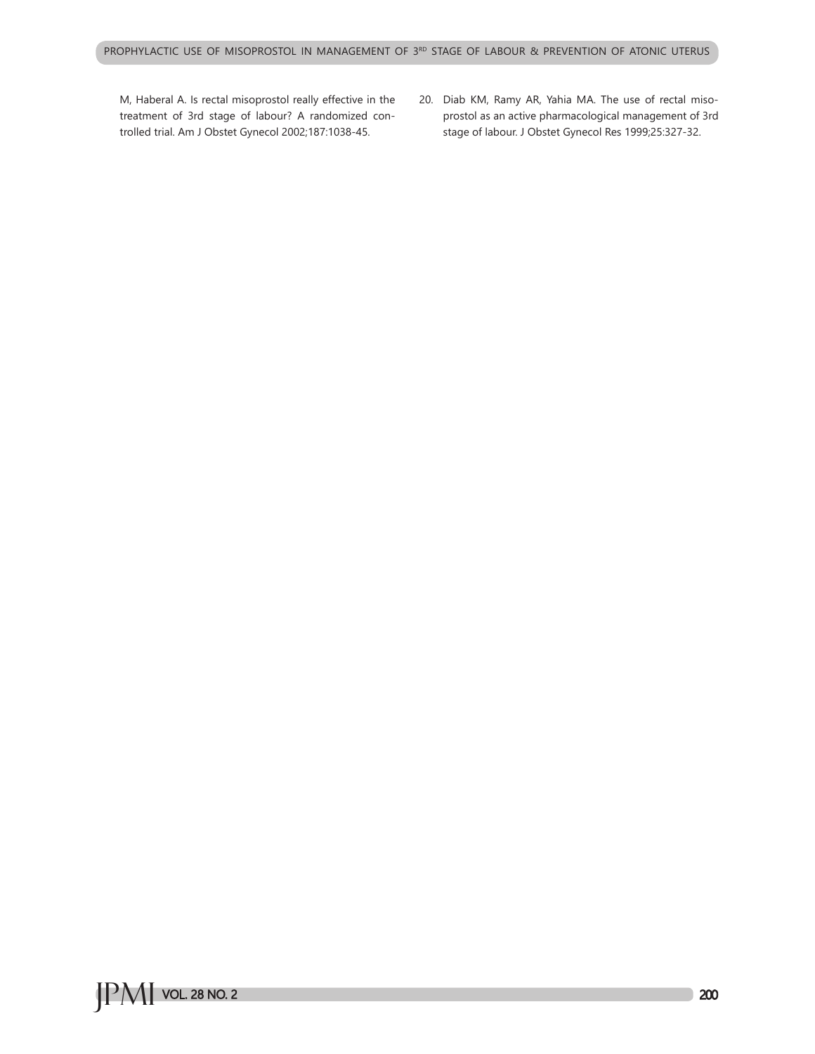M, Haberal A. Is rectal misoprostol really effective in the treatment of 3rd stage of labour? A randomized controlled trial. Am J Obstet Gynecol 2002;187:1038-45.

20. Diab KM, Ramy AR, Yahia MA. The use of rectal misoprostol as an active pharmacological management of 3rd stage of labour. J Obstet Gynecol Res 1999;25:327-32.